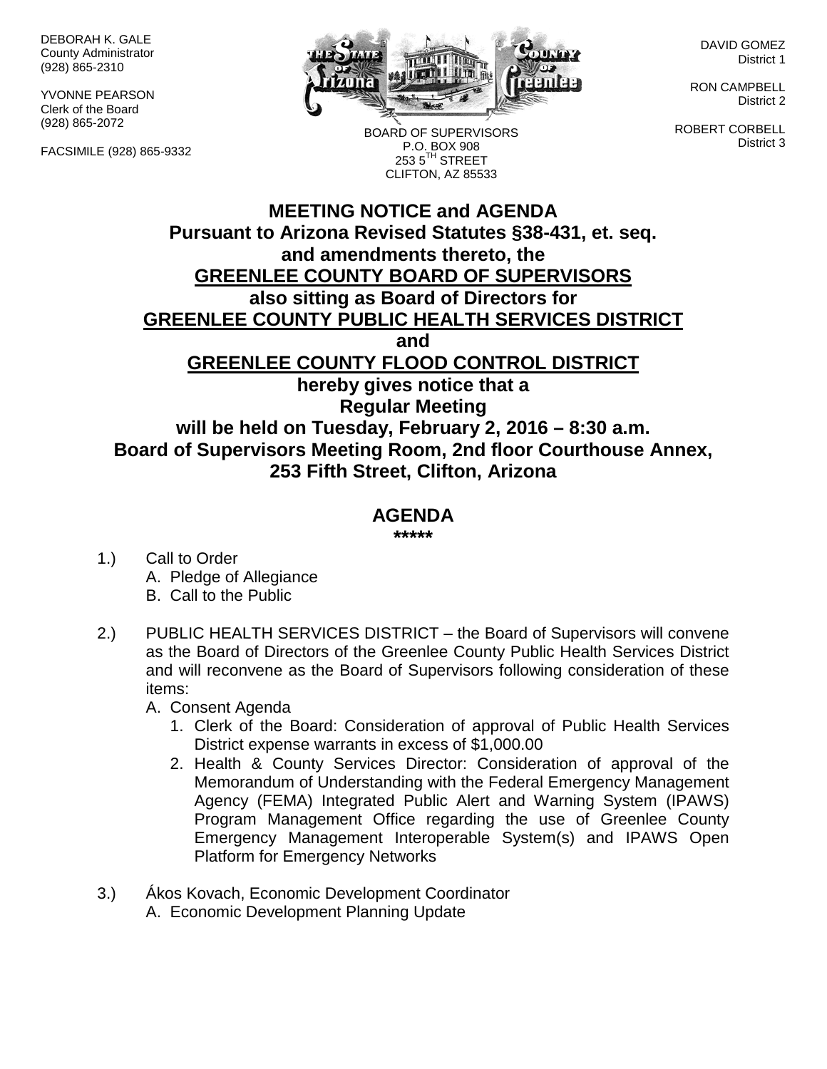DEBORAH K. GALE
County Administrator
(928) 865-2310

YVONNE PEARSON
Clerk of the Board
(928) 865-2072

FACSIMILE (928) 865-9332

BOARD OF SUPERVISORS
P.O. BOX 908
253 5TH STREET
CLIFTON, AZ 85533

DAVID GOMEZ
District 1

RON CAMPBELL
District 2

ROBERT CORBELL
District 3

# MEETING NOTICE and AGENDA
**Pursuant to Arizona Revised Statutes §38-431, et. seq. and amendments thereto, the**
**GREENLEE COUNTY BOARD OF SUPERVISORS**
**also sitting as Board of Directors for**
**GREENLEE COUNTY PUBLIC HEALTH SERVICES DISTRICT**
**and**
**GREENLEE COUNTY FLOOD CONTROL DISTRICT**
**hereby gives notice that a**
**Regular Meeting**
**will be held on Tuesday, February 2, 2016 – 8:30 a.m.**
**Board of Supervisors Meeting Room, 2nd floor Courthouse Annex, 253 Fifth Street, Clifton, Arizona**

## AGENDA
*****

1.) Call to Order
   A. Pledge of Allegiance
   B. Call to the Public

2.) PUBLIC HEALTH SERVICES DISTRICT – the Board of Supervisors will convene as the Board of Directors of the Greenlee County Public Health Services District and will reconvene as the Board of Supervisors following consideration of these items:
   A. Consent Agenda
      1. Clerk of the Board: Consideration of approval of Public Health Services District expense warrants in excess of $1,000.00
      2. Health & County Services Director: Consideration of approval of the Memorandum of Understanding with the Federal Emergency Management Agency (FEMA) Integrated Public Alert and Warning System (IPAWS) Program Management Office regarding the use of Greenlee County Emergency Management Interoperable System(s) and IPAWS Open Platform for Emergency Networks

3.) Ákos Kovach, Economic Development Coordinator
   A. Economic Development Planning Update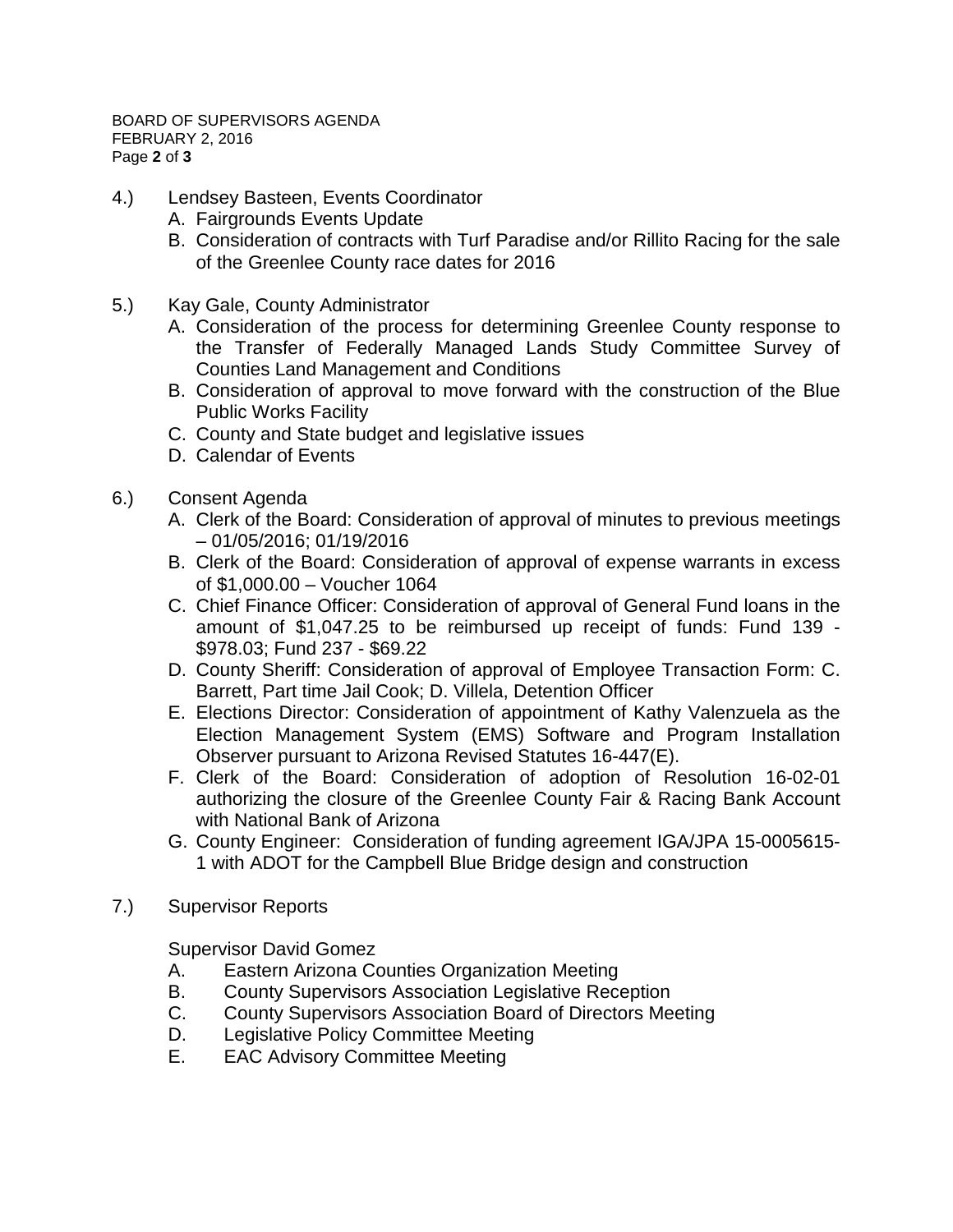4.) Lendsey Basteen, Events Coordinator
   - A. Fairgrounds Events Update
   - B. Consideration of contracts with Turf Paradise and/or Rillito Racing for the sale of the Greenlee County race dates for 2016

5.) Kay Gale, County Administrator
   - A. Consideration of the process for determining Greenlee County response to the Transfer of Federally Managed Lands Study Committee Survey of Counties Land Management and Conditions
   - B. Consideration of approval to move forward with the construction of the Blue Public Works Facility
   - C. County and State budget and legislative issues
   - D. Calendar of Events

6.) Consent Agenda
   - A. Clerk of the Board: Consideration of approval of minutes to previous meetings – 01/05/2016; 01/19/2016
   - B. Clerk of the Board: Consideration of approval of expense warrants in excess of $1,000.00 – Voucher 1064
   - C. Chief Finance Officer: Consideration of approval of General Fund loans in the amount of $1,047.25 to be reimbursed up receipt of funds: Fund 139 - $978.03; Fund 237 - $69.22
   - D. County Sheriff: Consideration of approval of Employee Transaction Form: C. Barrett, Part time Jail Cook; D. Villela, Detention Officer
   - E. Elections Director: Consideration of appointment of Kathy Valenzuela as the Election Management System (EMS) Software and Program Installation Observer pursuant to Arizona Revised Statutes 16-447(E).
   - F. Clerk of the Board: Consideration of adoption of Resolution 16-02-01 authorizing the closure of the Greenlee County Fair & Racing Bank Account with National Bank of Arizona
   - G. County Engineer: Consideration of funding agreement IGA/JPA 15-0005615-1 with ADOT for the Campbell Blue Bridge design and construction

7.) Supervisor Reports

   Supervisor David Gomez
   - A. Eastern Arizona Counties Organization Meeting
   - B. County Supervisors Association Legislative Reception
   - C. County Supervisors Association Board of Directors Meeting
   - D. Legislative Policy Committee Meeting
   - E. EAC Advisory Committee Meeting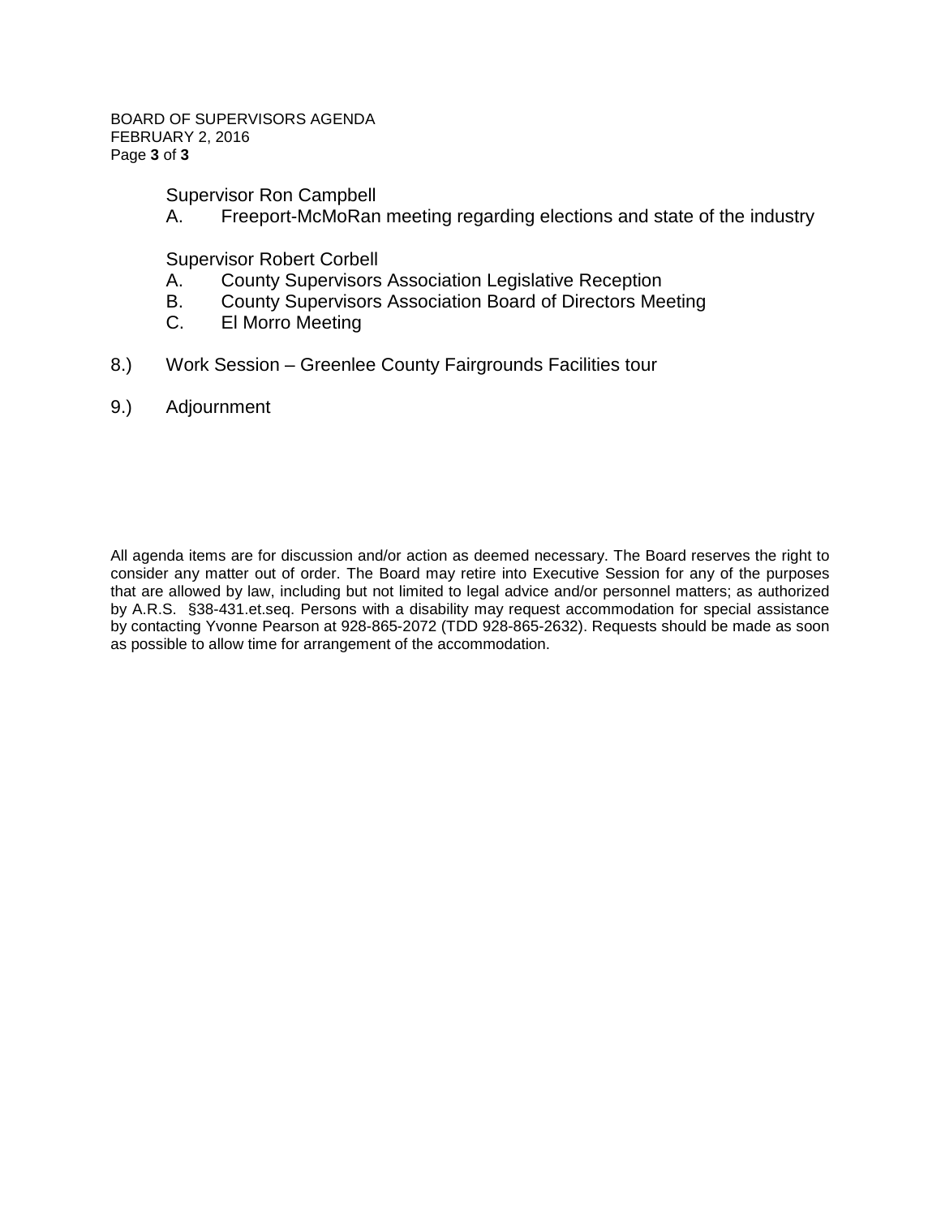Supervisor Ron Campbell

A. Freeport-McMoRan meeting regarding elections and state of the industry

Supervisor Robert Corbell

A. County Supervisors Association Legislative Reception
B. County Supervisors Association Board of Directors Meeting
C. El Morro Meeting

8.) Work Session – Greenlee County Fairgrounds Facilities tour

9.) Adjournment

All agenda items are for discussion and/or action as deemed necessary. The Board reserves the right to consider any matter out of order. The Board may retire into Executive Session for any of the purposes that are allowed by law, including but not limited to legal advice and/or personnel matters; as authorized by A.R.S. §38-431.et.seq. Persons with a disability may request accommodation for special assistance by contacting Yvonne Pearson at 928-865-2072 (TDD 928-865-2632). Requests should be made as soon as possible to allow time for arrangement of the accommodation.